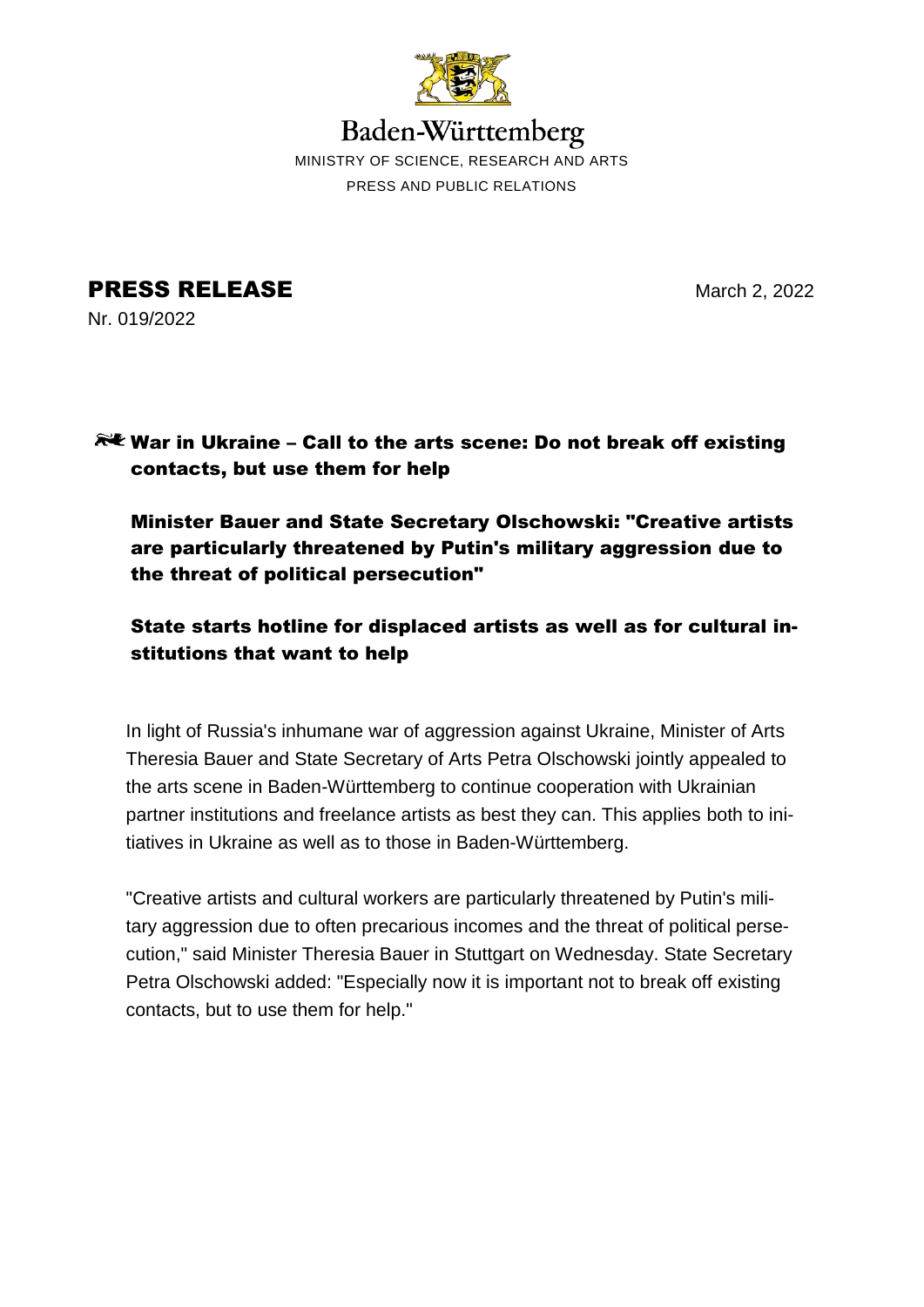Baden-Württemberg

MINISTRY OF SCIENCE, RESEARCH AND ARTS

PRESS AND PUBLIC RELATIONS

# PRESS RELEASE

March 2, 2022

Nr. 019/2022

## War in Ukraine – Call to the arts scene: Do not break off existing contacts, but use them for help

### Minister Bauer and State Secretary Olschowski: "Creative artists are particularly threatened by Putin's military aggression due to the threat of political persecution"

### State starts hotline for displaced artists as well as for cultural institutions that want to help

In light of Russia's inhumane war of aggression against Ukraine, Minister of Arts Theresia Bauer and State Secretary of Arts Petra Olschowski jointly appealed to the arts scene in Baden-Württemberg to continue cooperation with Ukrainian partner institutions and freelance artists as best they can. This applies both to initiatives in Ukraine as well as to those in Baden-Württemberg.

"Creative artists and cultural workers are particularly threatened by Putin's military aggression due to often precarious incomes and the threat of political persecution," said Minister Theresia Bauer in Stuttgart on Wednesday. State Secretary Petra Olschowski added: "Especially now it is important not to break off existing contacts, but to use them for help."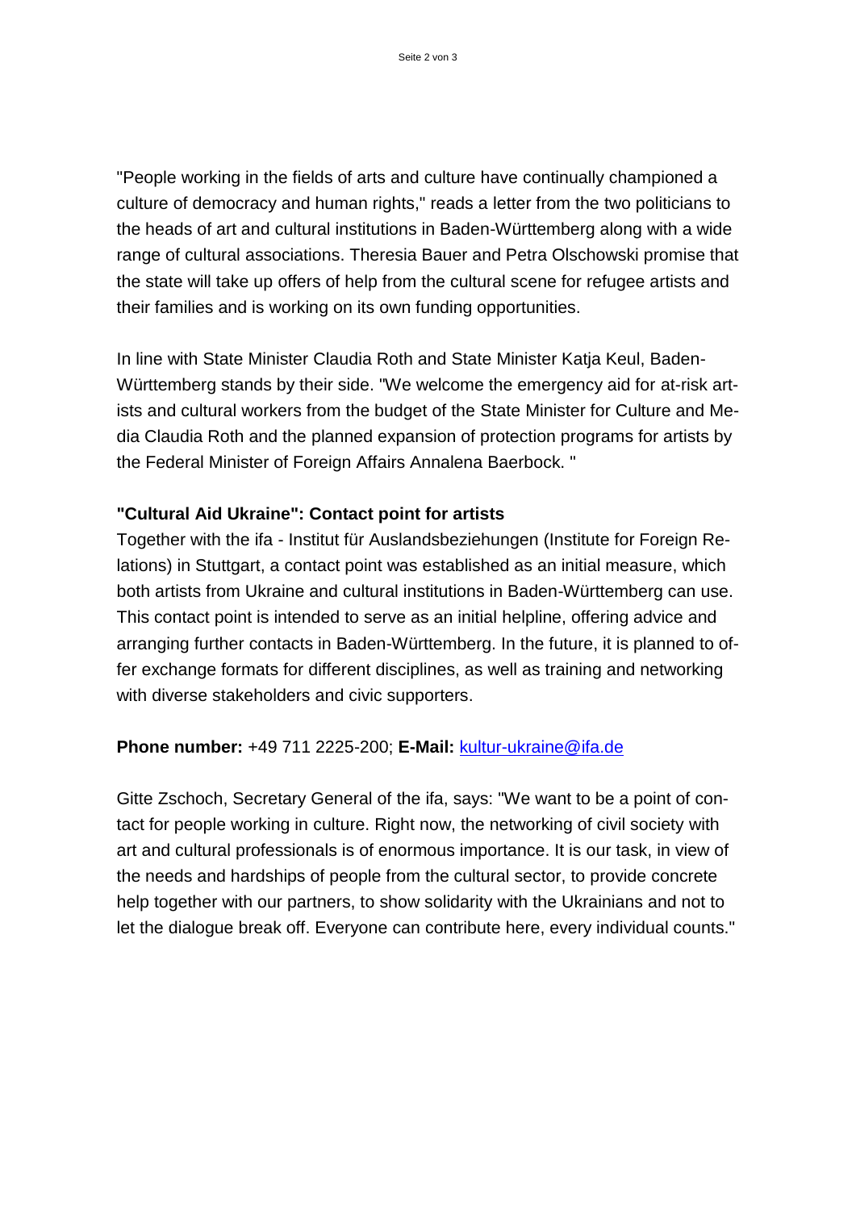"People working in the fields of arts and culture have continually championed a culture of democracy and human rights," reads a letter from the two politicians to the heads of art and cultural institutions in Baden-Württemberg along with a wide range of cultural associations. Theresia Bauer and Petra Olschowski promise that the state will take up offers of help from the cultural scene for refugee artists and their families and is working on its own funding opportunities.

In line with State Minister Claudia Roth and State Minister Katja Keul, Baden-Württemberg stands by their side. "We welcome the emergency aid for at-risk artists and cultural workers from the budget of the State Minister for Culture and Media Claudia Roth and the planned expansion of protection programs for artists by the Federal Minister of Foreign Affairs Annalena Baerbock. "

**"Cultural Aid Ukraine": Contact point for artists**

Together with the ifa - Institut für Auslandsbeziehungen (Institute for Foreign Relations) in Stuttgart, a contact point was established as an initial measure, which both artists from Ukraine and cultural institutions in Baden-Württemberg can use. This contact point is intended to serve as an initial helpline, offering advice and arranging further contacts in Baden-Württemberg. In the future, it is planned to offer exchange formats for different disciplines, as well as training and networking with diverse stakeholders and civic supporters.

**Phone number:** +49 711 2225-200; **E-Mail:** kultur-ukraine@ifa.de

Gitte Zschoch, Secretary General of the ifa, says: "We want to be a point of contact for people working in culture. Right now, the networking of civil society with art and cultural professionals is of enormous importance. It is our task, in view of the needs and hardships of people from the cultural sector, to provide concrete help together with our partners, to show solidarity with the Ukrainians and not to let the dialogue break off. Everyone can contribute here, every individual counts."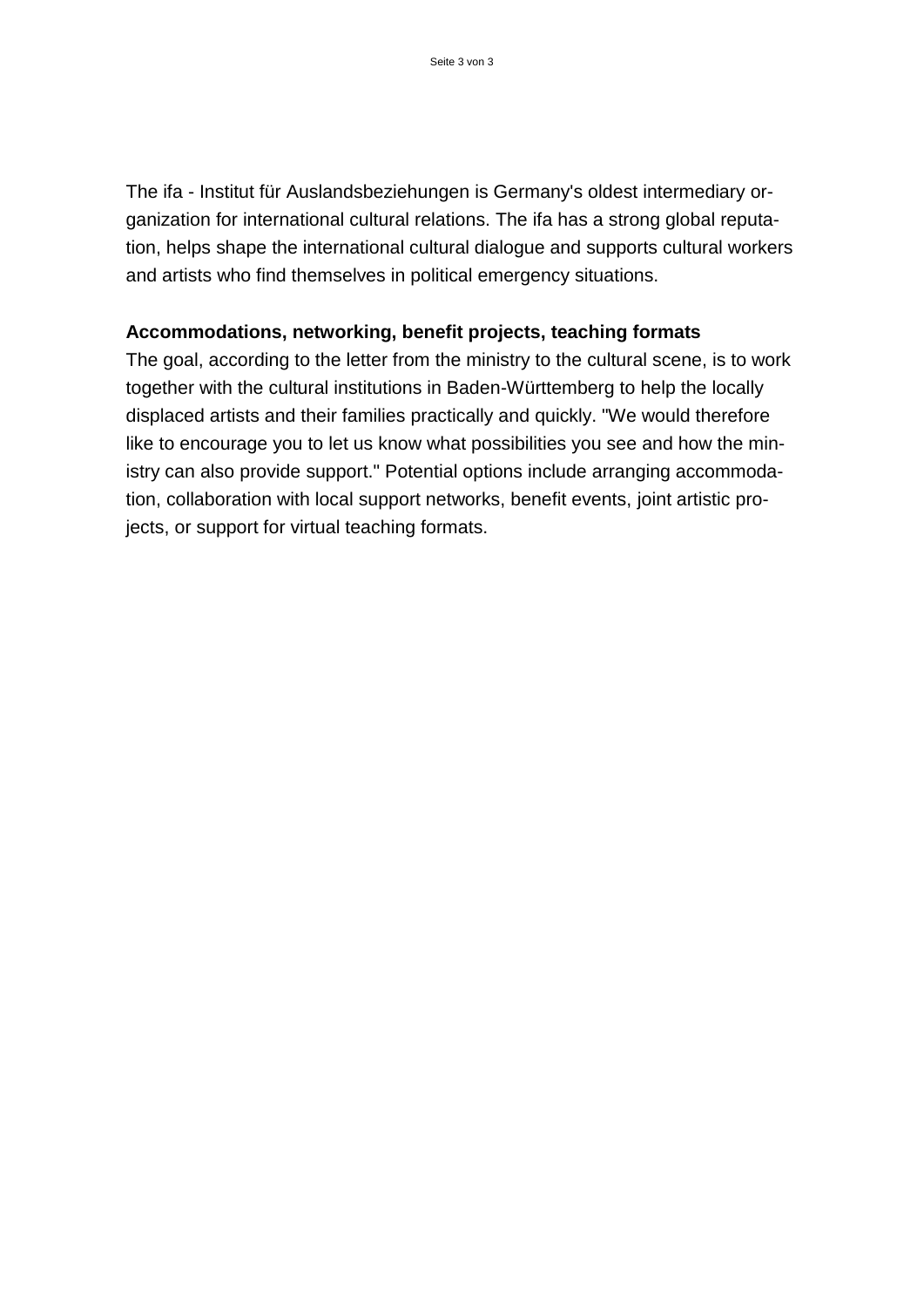The ifa - Institut für Auslandsbeziehungen is Germany's oldest intermediary organization for international cultural relations. The ifa has a strong global reputation, helps shape the international cultural dialogue and supports cultural workers and artists who find themselves in political emergency situations.

**Accommodations, networking, benefit projects, teaching formats**

The goal, according to the letter from the ministry to the cultural scene, is to work together with the cultural institutions in Baden-Württemberg to help the locally displaced artists and their families practically and quickly. "We would therefore like to encourage you to let us know what possibilities you see and how the ministry can also provide support." Potential options include arranging accommodation, collaboration with local support networks, benefit events, joint artistic projects, or support for virtual teaching formats.